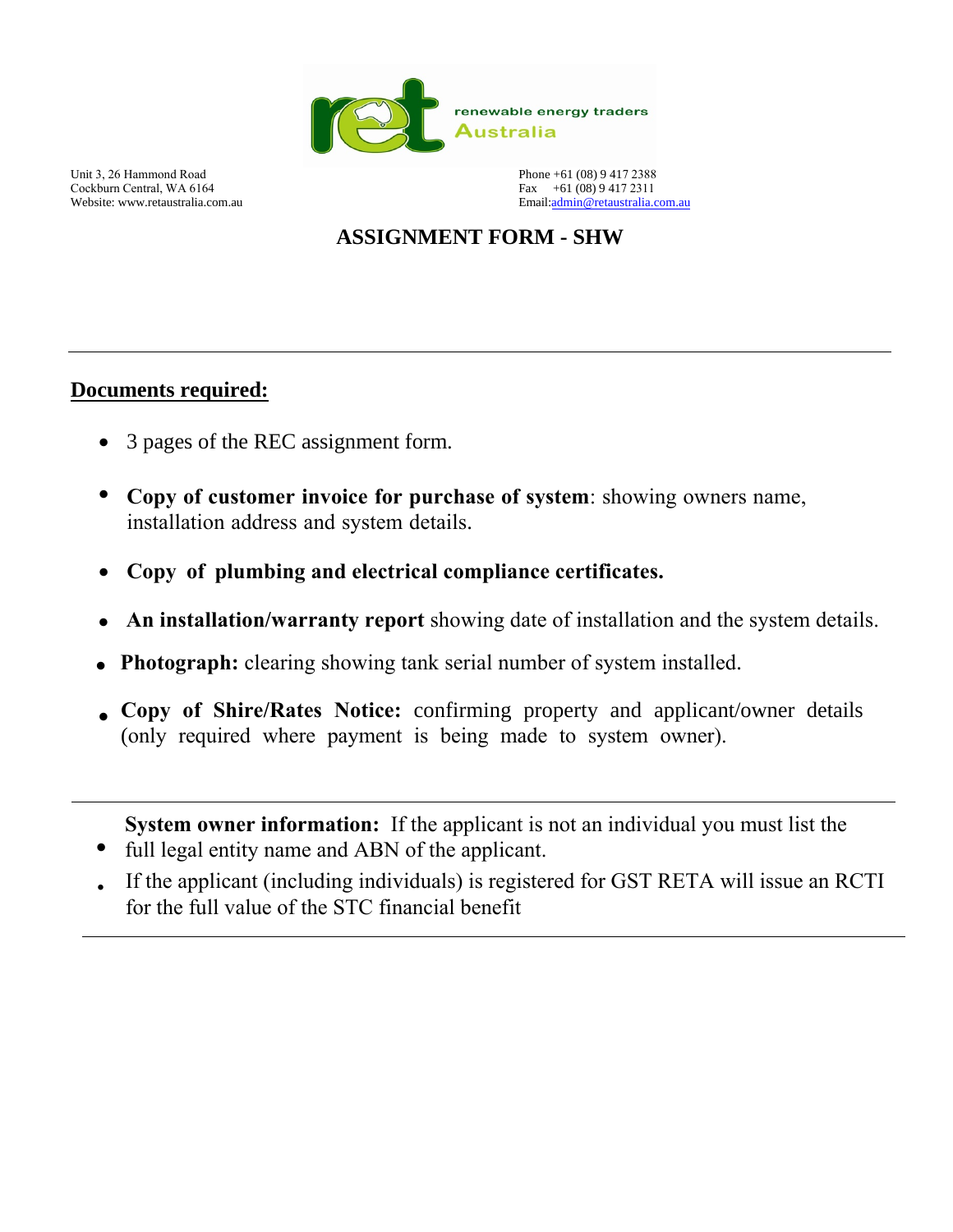renewable energy traders Australia

Unit 3, 26 Hammond Road
Cockburn Central, WA 6164
Website: www.retaustralia.com.au

Phone +61 (08) 9 417 2388
Fax +61 (08) 9 417 2311
Email:admin@retaustralia.com.au

# ASSIGNMENT FORM - SHW

---

**Documents required:**

- 3 pages of the REC assignment form.
- **Copy of customer invoice for purchase of system**: showing owners name, installation address and system details.
- **Copy of plumbing and electrical compliance certificates.**
- **An installation/warranty report** showing date of installation and the system details.
- **Photograph:** clearing showing tank serial number of system installed.
- **Copy of Shire/Rates Notice:** confirming property and applicant/owner details (only required where payment is being made to system owner).

---

- **System owner information:** If the applicant is not an individual you must list the full legal entity name and ABN of the applicant.
- If the applicant (including individuals) is registered for GST RETA will issue an RCTI for the full value of the STC financial benefit

---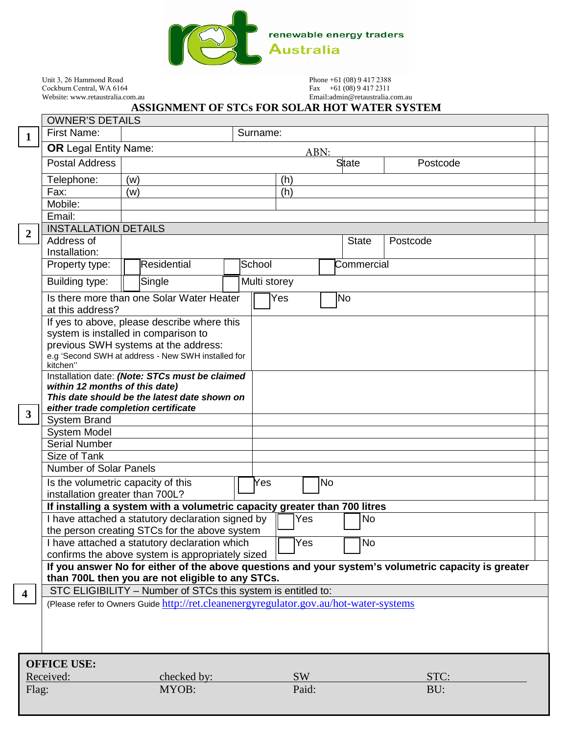renewable energy traders Australia

Unit 3, 26 Hammond Road
Cockburn Central, WA 6164
Website: www.retaustralia.com.au

Phone +61 (08) 9 417 2388
Fax +61 (08) 9 417 2311
Email:admin@retaustralia.com.au

# ASSIGNMENT OF STCs FOR SOLAR HOT WATER SYSTEM

**1**

| OWNER'S DETAILS | | | |
|---|---|---|---|
| First Name: | | Surname: | |
| **OR** Legal Entity Name: | | ABN: | |
| Postal Address | | State | Postcode |
| Telephone: | (w) | (h) | |
| Fax: | (w) | (h) | |
| Mobile: | | | |
| Email: | | | |

**2**

| INSTALLATION DETAILS | | | |
|---|---|---|---|
| Address of Installation: | | State | Postcode |
| Property type: | ☐ Residential | ☐ School | ☐ Commercial |
| Building type: | ☐ Single | ☐ Multi storey | |
| Is there more than one Solar Water Heater at this address? | ☐ Yes | ☐ No | |
| If yes to above, please describe where this system is installed in comparison to previous SWH systems at the address: e.g 'Second SWH at address - New SWH installed for kitchen'' | | | |

**3**

| | |
|---|---|
| Installation date: ***(Note: STCs must be claimed within 12 months of this date) This date should be the latest date shown on either trade completion certificate*** | |
| System Brand | |
| System Model | |
| Serial Number | |
| Size of Tank | |
| Number of Solar Panels | |
| Is the volumetric capacity of this installation greater than 700L? | ☐ Yes ☐ No |

**If installing a system with a volumetric capacity greater than 700 litres**

| | |
|---|---|
| I have attached a statutory declaration signed by the person creating STCs for the above system | ☐ Yes ☐ No |
| I have attached a statutory declaration which confirms the above system is appropriately sized | ☐ Yes ☐ No |

**If you answer No for either of the above questions and your system's volumetric capacity is greater than 700L then you are not eligible to any STCs.**

**4**

STC ELIGIBILITY – Number of STCs this system is entitled to:

(Please refer to Owners Guide http://ret.cleanenergyregulator.gov.au/hot-water-systems

**OFFICE USE:**

| | | | |
|---|---|---|---|
| Received: | checked by: | SW | STC: |
| Flag: | MYOB: | Paid: | BU: |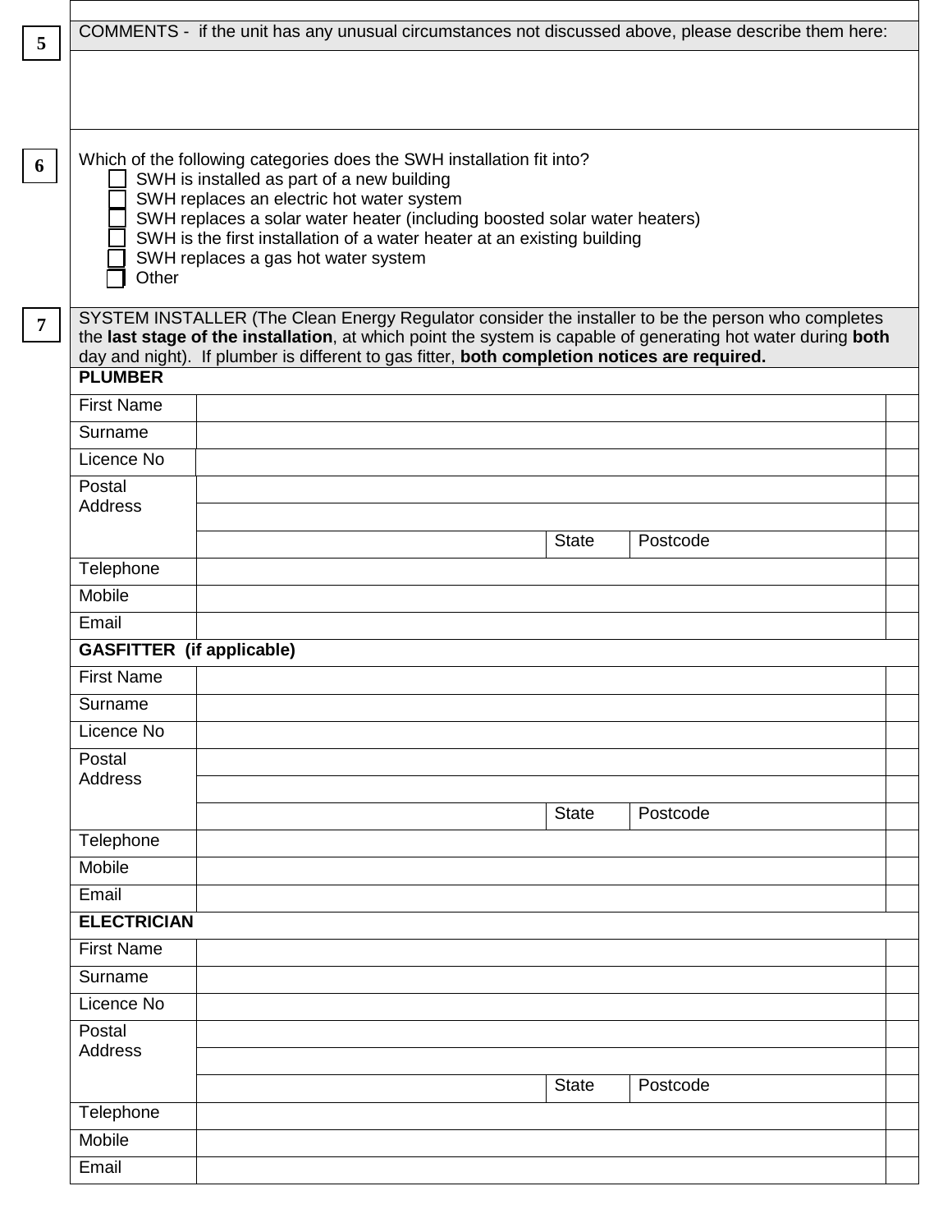**5** COMMENTS - if the unit has any unusual circumstances not discussed above, please describe them here:

&nbsp;

**6** Which of the following categories does the SWH installation fit into?

- ☐ SWH is installed as part of a new building
- ☐ SWH replaces an electric hot water system
- ☐ SWH replaces a solar water heater (including boosted solar water heaters)
- ☐ SWH is the first installation of a water heater at an existing building
- ☐ SWH replaces a gas hot water system
- ☐ Other

**7** SYSTEM INSTALLER (The Clean Energy Regulator consider the installer to be the person who completes the **last stage of the installation**, at which point the system is capable of generating hot water during **both** day and night). If plumber is different to gas fitter, **both completion notices are required.**

| **PLUMBER** | | | |
|---|---|---|---|
| First Name | | | |
| Surname | | | |
| Licence No | | | |
| Postal Address | | | |
| | | | |
| | | State | Postcode |
| Telephone | | | |
| Mobile | | | |
| Email | | | |
| **GASFITTER (if applicable)** | | | |
| First Name | | | |
| Surname | | | |
| Licence No | | | |
| Postal Address | | | |
| | | | |
| | | State | Postcode |
| Telephone | | | |
| Mobile | | | |
| Email | | | |
| **ELECTRICIAN** | | | |
| First Name | | | |
| Surname | | | |
| Licence No | | | |
| Postal Address | | | |
| | | | |
| | | State | Postcode |
| Telephone | | | |
| Mobile | | | |
| Email | | | |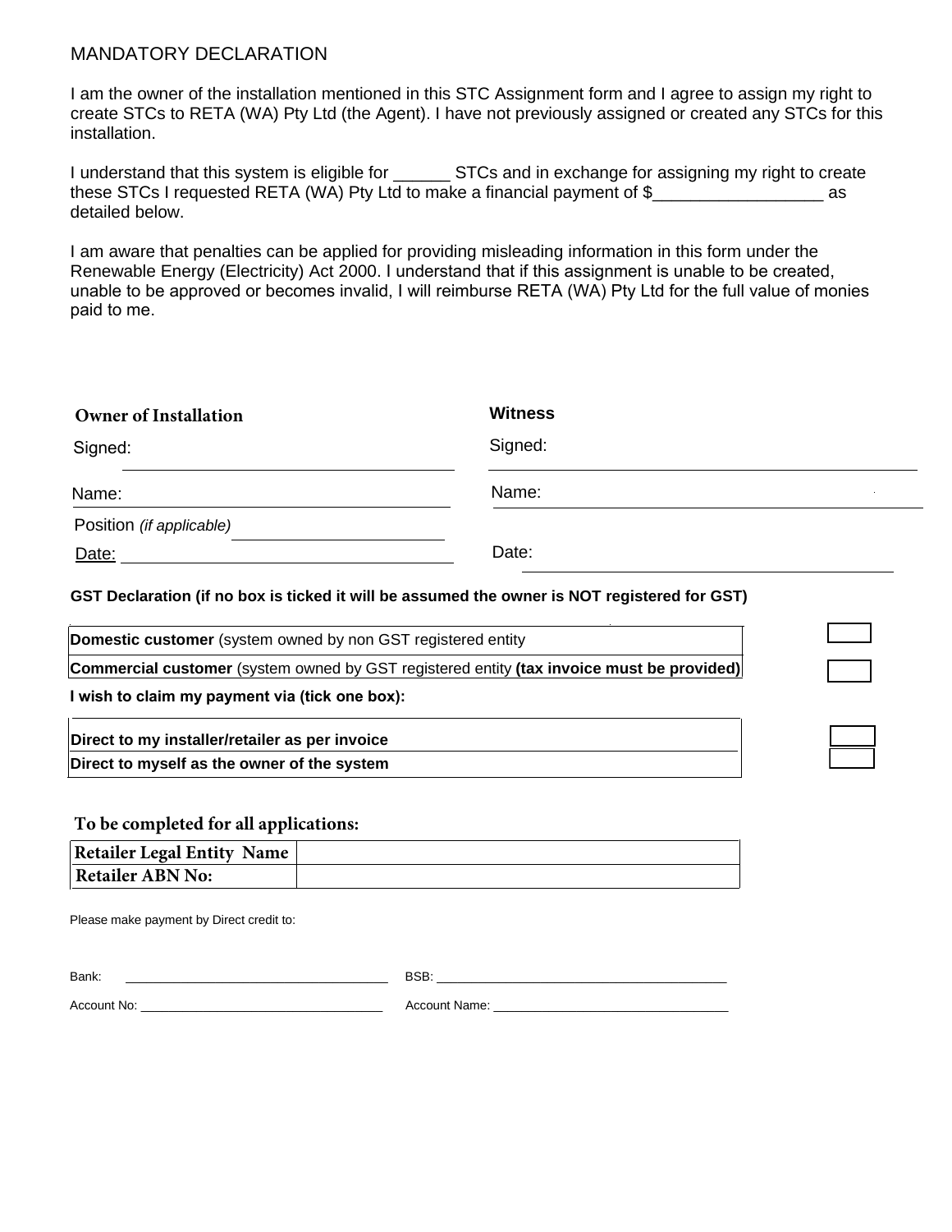## MANDATORY DECLARATION

I am the owner of the installation mentioned in this STC Assignment form and I agree to assign my right to create STCs to RETA (WA) Pty Ltd (the Agent). I have not previously assigned or created any STCs for this installation.

I understand that this system is eligible for ______ STCs and in exchange for assigning my right to create these STCs I requested RETA (WA) Pty Ltd to make a financial payment of $__________________ as detailed below.

I am aware that penalties can be applied for providing misleading information in this form under the Renewable Energy (Electricity) Act 2000. I understand that if this assignment is unable to be created, unable to be approved or becomes invalid, I will reimburse RETA (WA) Pty Ltd for the full value of monies paid to me.

**Owner of Installation**

Signed: ______________________________

Name: ______________________________

Position *(if applicable)* ______________________

Date: ______________________________

**Witness**

Signed: ______________________________

Name: ______________________________

Date: ______________________________

**GST Declaration (if no box is ticked it will be assumed the owner is NOT registered for GST)**

| | |
|---|---|
| **Domestic customer** (system owned by non GST registered entity | ☐ |
| **Commercial customer** (system owned by GST registered entity **(tax invoice must be provided)** | ☐ |

**I wish to claim my payment via (tick one box):**

| | |
|---|---|
| **Direct to my installer/retailer as per invoice** | ☐ |
| **Direct to myself as the owner of the system** | ☐ |

**To be completed for all applications:**

| | |
|---|---|
| **Retailer Legal Entity Name** | |
| **Retailer ABN No:** | |

Please make payment by Direct credit to:

Bank: ______________________________ BSB: ______________________________

Account No: ______________________________ Account Name: ______________________________